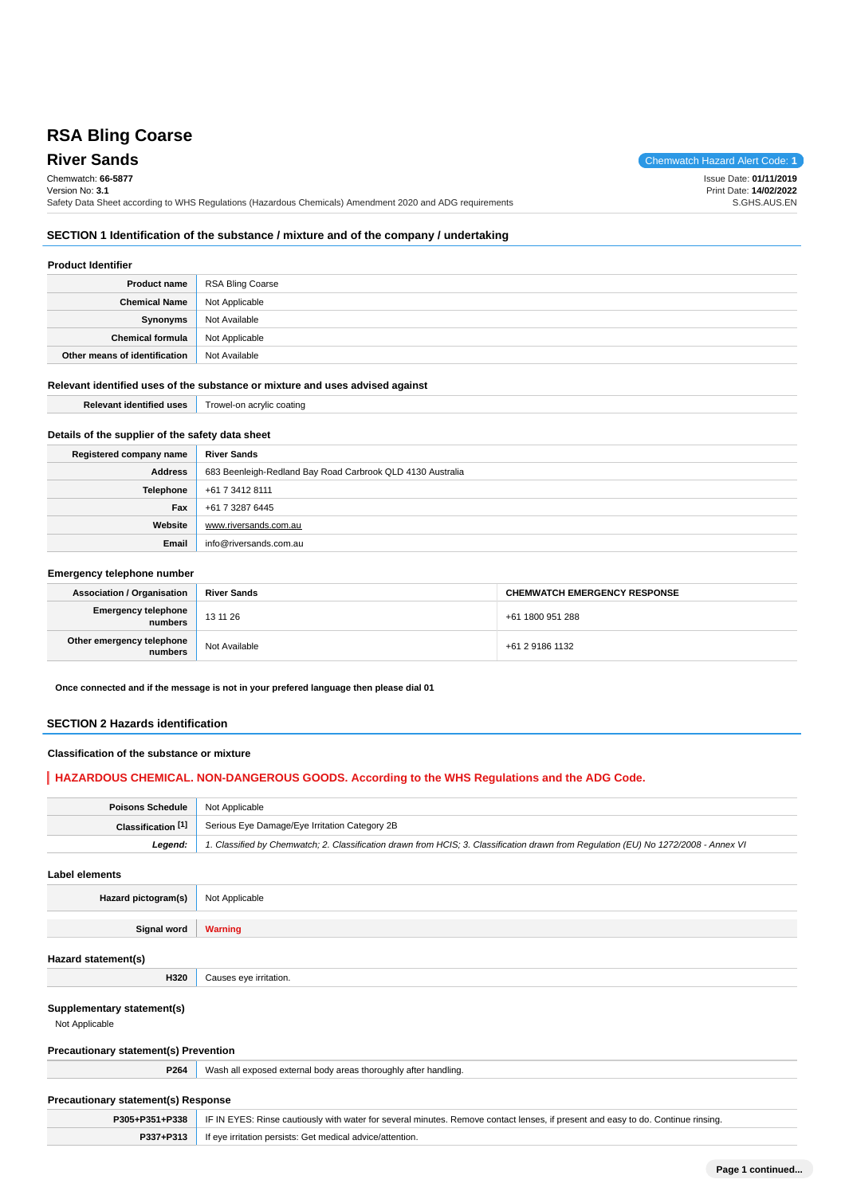# RSA Bling Coarse

## River Sands

Chemwatch Hazard Alert Code: **1**

Chemwatch: **66-5877**
Version No: **3.1**
Safety Data Sheet according to WHS Regulations (Hazardous Chemicals) Amendment 2020 and ADG requirements

Issue Date: **01/11/2019**
Print Date: **14/02/2022**
S.GHS.AUS.EN

## SECTION 1 Identification of the substance / mixture and of the company / undertaking

### Product Identifier

| | |
|---|---|
| **Product name** | RSA Bling Coarse |
| **Chemical Name** | Not Applicable |
| **Synonyms** | Not Available |
| **Chemical formula** | Not Applicable |
| **Other means of identification** | Not Available |

### Relevant identified uses of the substance or mixture and uses advised against

| | |
|---|---|
| **Relevant identified uses** | Trowel-on acrylic coating |

### Details of the supplier of the safety data sheet

| | |
|---|---|
| **Registered company name** | **River Sands** |
| **Address** | 683 Beenleigh-Redland Bay Road Carbrook QLD 4130 Australia |
| **Telephone** | +61 7 3412 8111 |
| **Fax** | +61 7 3287 6445 |
| **Website** | www.riversands.com.au |
| **Email** | info@riversands.com.au |

### Emergency telephone number

| **Association / Organisation** | **River Sands** | **CHEMWATCH EMERGENCY RESPONSE** |
|---|---|---|
| **Emergency telephone numbers** | 13 11 26 | +61 1800 951 288 |
| **Other emergency telephone numbers** | Not Available | +61 2 9186 1132 |

**Once connected and if the message is not in your prefered language then please dial 01**

## SECTION 2 Hazards identification

### Classification of the substance or mixture

**HAZARDOUS CHEMICAL. NON-DANGEROUS GOODS. According to the WHS Regulations and the ADG Code.**

| | |
|---|---|
| **Poisons Schedule** | Not Applicable |
| **Classification [1]** | Serious Eye Damage/Eye Irritation Category 2B |
| ***Legend:*** | *1. Classified by Chemwatch; 2. Classification drawn from HCIS; 3. Classification drawn from Regulation (EU) No 1272/2008 - Annex VI* |

### Label elements

| | |
|---|---|
| **Hazard pictogram(s)** | Not Applicable |
| **Signal word** | **Warning** |

### Hazard statement(s)

| | |
|---|---|
| **H320** | Causes eye irritation. |

### Supplementary statement(s)

Not Applicable

### Precautionary statement(s) Prevention

| | |
|---|---|
| **P264** | Wash all exposed external body areas thoroughly after handling. |

### Precautionary statement(s) Response

| | |
|---|---|
| **P305+P351+P338** | IF IN EYES: Rinse cautiously with water for several minutes. Remove contact lenses, if present and easy to do. Continue rinsing. |
| **P337+P313** | If eye irritation persists: Get medical advice/attention. |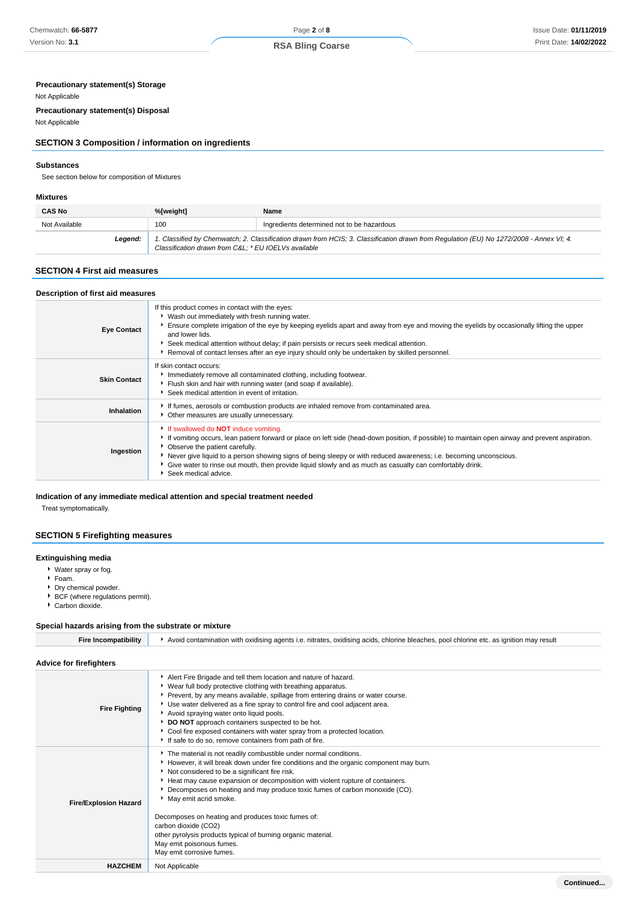**Precautionary statement(s) Storage**

Not Applicable

**Precautionary statement(s) Disposal**

Not Applicable

## SECTION 3 Composition / information on ingredients

### Substances

See section below for composition of Mixtures

### Mixtures

| CAS No | %[weight] | Name |
|---|---|---|
| Not Available | 100 | Ingredients determined not to be hazardous |
| ***Legend:*** | *1. Classified by Chemwatch; 2. Classification drawn from HCIS; 3. Classification drawn from Regulation (EU) No 1272/2008 - Annex VI; 4. Classification drawn from C&L; * EU IOELVs available* | |

## SECTION 4 First aid measures

### Description of first aid measures

| | |
|---|---|
| **Eye Contact** | If this product comes in contact with the eyes:<br>▶ Wash out immediately with fresh running water.<br>▶ Ensure complete irrigation of the eye by keeping eyelids apart and away from eye and moving the eyelids by occasionally lifting the upper and lower lids.<br>▶ Seek medical attention without delay; if pain persists or recurs seek medical attention.<br>▶ Removal of contact lenses after an eye injury should only be undertaken by skilled personnel. |
| **Skin Contact** | If skin contact occurs:<br>▶ Immediately remove all contaminated clothing, including footwear.<br>▶ Flush skin and hair with running water (and soap if available).<br>▶ Seek medical attention in event of irritation. |
| **Inhalation** | ▶ If fumes, aerosols or combustion products are inhaled remove from contaminated area.<br>▶ Other measures are usually unnecessary. |
| **Ingestion** | ▶ If swallowed do **NOT** induce vomiting.<br>▶ If vomiting occurs, lean patient forward or place on left side (head-down position, if possible) to maintain open airway and prevent aspiration.<br>▶ Observe the patient carefully.<br>▶ Never give liquid to a person showing signs of being sleepy or with reduced awareness; i.e. becoming unconscious.<br>▶ Give water to rinse out mouth, then provide liquid slowly and as much as casualty can comfortably drink.<br>▶ Seek medical advice. |

### Indication of any immediate medical attention and special treatment needed

Treat symptomatically.

## SECTION 5 Firefighting measures

### Extinguishing media

- Water spray or fog.
- Foam.
- Dry chemical powder.
- BCF (where regulations permit).
- Carbon dioxide.

### Special hazards arising from the substrate or mixture

| | |
|---|---|
| **Fire Incompatibility** | ▶ Avoid contamination with oxidising agents i.e. nitrates, oxidising acids, chlorine bleaches, pool chlorine etc. as ignition may result |

### Advice for firefighters

| | |
|---|---|
| **Fire Fighting** | ▶ Alert Fire Brigade and tell them location and nature of hazard.<br>▶ Wear full body protective clothing with breathing apparatus.<br>▶ Prevent, by any means available, spillage from entering drains or water course.<br>▶ Use water delivered as a fine spray to control fire and cool adjacent area.<br>▶ Avoid spraying water onto liquid pools.<br>▶ **DO NOT** approach containers suspected to be hot.<br>▶ Cool fire exposed containers with water spray from a protected location.<br>▶ If safe to do so, remove containers from path of fire. |
| **Fire/Explosion Hazard** | ▶ The material is not readily combustible under normal conditions.<br>▶ However, it will break down under fire conditions and the organic component may burn.<br>▶ Not considered to be a significant fire risk.<br>▶ Heat may cause expansion or decomposition with violent rupture of containers.<br>▶ Decomposes on heating and may produce toxic fumes of carbon monoxide (CO).<br>▶ May emit acrid smoke.<br><br>Decomposes on heating and produces toxic fumes of:<br>carbon dioxide ($CO_2$)<br>other pyrolysis products typical of burning organic material.<br>May emit poisonous fumes.<br>May emit corrosive fumes. |
| **HAZCHEM** | Not Applicable |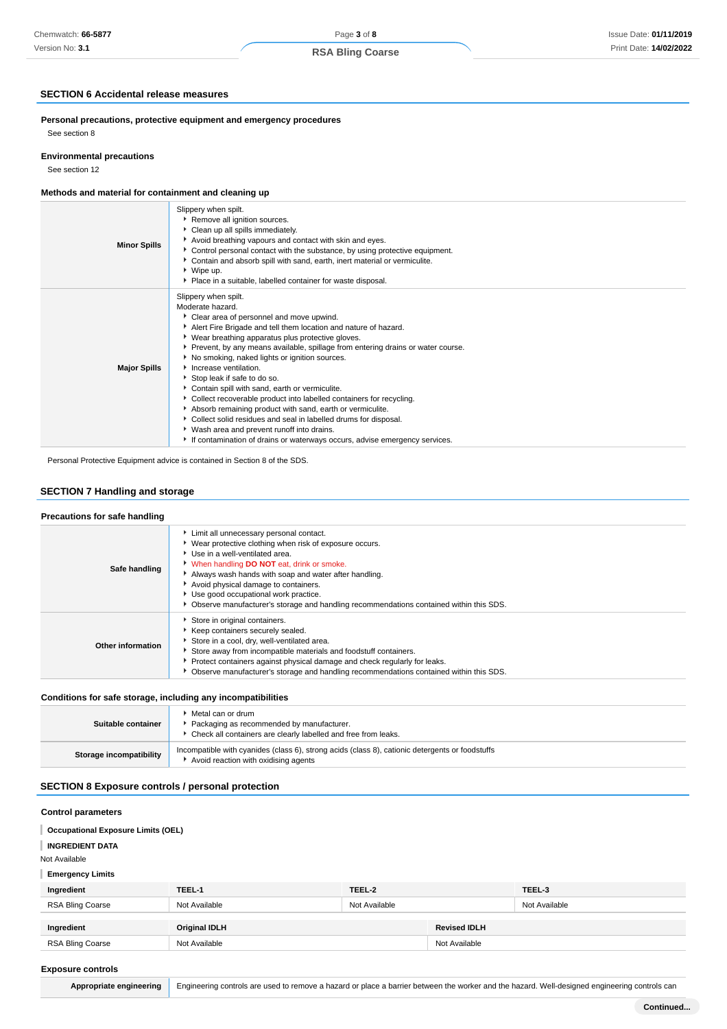## SECTION 6 Accidental release measures

### Personal precautions, protective equipment and emergency procedures

See section 8

### Environmental precautions

See section 12

### Methods and material for containment and cleaning up

| | |
|---|---|
| **Minor Spills** | Slippery when spilt.<br>- Remove all ignition sources.<br>- Clean up all spills immediately.<br>- Avoid breathing vapours and contact with skin and eyes.<br>- Control personal contact with the substance, by using protective equipment.<br>- Contain and absorb spill with sand, earth, inert material or vermiculite.<br>- Wipe up.<br>- Place in a suitable, labelled container for waste disposal. |
| **Major Spills** | Slippery when spilt.<br>Moderate hazard.<br>- Clear area of personnel and move upwind.<br>- Alert Fire Brigade and tell them location and nature of hazard.<br>- Wear breathing apparatus plus protective gloves.<br>- Prevent, by any means available, spillage from entering drains or water course.<br>- No smoking, naked lights or ignition sources.<br>- Increase ventilation.<br>- Stop leak if safe to do so.<br>- Contain spill with sand, earth or vermiculite.<br>- Collect recoverable product into labelled containers for recycling.<br>- Absorb remaining product with sand, earth or vermiculite.<br>- Collect solid residues and seal in labelled drums for disposal.<br>- Wash area and prevent runoff into drains.<br>- If contamination of drains or waterways occurs, advise emergency services. |

Personal Protective Equipment advice is contained in Section 8 of the SDS.

## SECTION 7 Handling and storage

### Precautions for safe handling

| | |
|---|---|
| **Safe handling** | - Limit all unnecessary personal contact.<br>- Wear protective clothing when risk of exposure occurs.<br>- Use in a well-ventilated area.<br>- When handling **DO NOT** eat, drink or smoke.<br>- Always wash hands with soap and water after handling.<br>- Avoid physical damage to containers.<br>- Use good occupational work practice.<br>- Observe manufacturer's storage and handling recommendations contained within this SDS. |
| **Other information** | - Store in original containers.<br>- Keep containers securely sealed.<br>- Store in a cool, dry, well-ventilated area.<br>- Store away from incompatible materials and foodstuff containers.<br>- Protect containers against physical damage and check regularly for leaks.<br>- Observe manufacturer's storage and handling recommendations contained within this SDS. |

### Conditions for safe storage, including any incompatibilities

| | |
|---|---|
| **Suitable container** | - Metal can or drum<br>- Packaging as recommended by manufacturer.<br>- Check all containers are clearly labelled and free from leaks. |
| **Storage incompatibility** | Incompatible with cyanides (class 6), strong acids (class 8), cationic detergents or foodstuffs<br>- Avoid reaction with oxidising agents |

## SECTION 8 Exposure controls / personal protection

### Control parameters

**Occupational Exposure Limits (OEL)**

**INGREDIENT DATA**

Not Available

**Emergency Limits**

| Ingredient | TEEL-1 | TEEL-2 | TEEL-3 |
|---|---|---|---|
| RSA Bling Coarse | Not Available | Not Available | Not Available |

| Ingredient | Original IDLH | Revised IDLH |
|---|---|---|
| RSA Bling Coarse | Not Available | Not Available |

### Exposure controls

| | |
|---|---|
| **Appropriate engineering** | Engineering controls are used to remove a hazard or place a barrier between the worker and the hazard. Well-designed engineering controls can |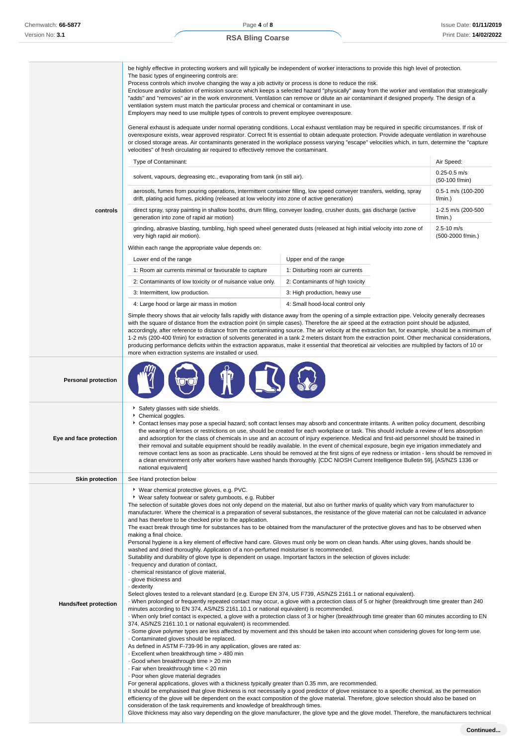| | |
|---|---|
| **controls** | be highly effective in protecting workers and will typically be independent of worker interactions to provide this high level of protection.<br>The basic types of engineering controls are:<br>Process controls which involve changing the way a job activity or process is done to reduce the risk.<br>Enclosure and/or isolation of emission source which keeps a selected hazard "physically" away from the worker and ventilation that strategically "adds" and "removes" air in the work environment. Ventilation can remove or dilute an air contaminant if designed properly. The design of a ventilation system must match the particular process and chemical or contaminant in use.<br>Employers may need to use multiple types of controls to prevent employee overexposure.<br><br>General exhaust is adequate under normal operating conditions. Local exhaust ventilation may be required in specific circumstances. If risk of overexposure exists, wear approved respirator. Correct fit is essential to obtain adequate protection. Provide adequate ventilation in warehouse or closed storage areas. Air contaminants generated in the workplace possess varying "escape" velocities which, in turn, determine the "capture velocities" of fresh circulating air required to effectively remove the contaminant. |

| Type of Contaminant: | Air Speed: |
|---|---|
| solvent, vapours, degreasing etc., evaporating from tank (in still air). | 0.25-0.5 m/s (50-100 f/min) |
| aerosols, fumes from pouring operations, intermittent container filling, low speed conveyer transfers, welding, spray drift, plating acid fumes, pickling (released at low velocity into zone of active generation) | 0.5-1 m/s (100-200 f/min.) |
| direct spray, spray painting in shallow booths, drum filling, conveyer loading, crusher dusts, gas discharge (active generation into zone of rapid air motion) | 1-2.5 m/s (200-500 f/min.) |
| grinding, abrasive blasting, tumbling, high speed wheel generated dusts (released at high initial velocity into zone of very high rapid air motion). | 2.5-10 m/s (500-2000 f/min.) |

Within each range the appropriate value depends on:

| Lower end of the range | Upper end of the range |
|---|---|
| 1: Room air currents minimal or favourable to capture | 1: Disturbing room air currents |
| 2: Contaminants of low toxicity or of nuisance value only. | 2: Contaminants of high toxicity |
| 3: Intermittent, low production. | 3: High production, heavy use |
| 4: Large hood or large air mass in motion | 4: Small hood-local control only |

Simple theory shows that air velocity falls rapidly with distance away from the opening of a simple extraction pipe. Velocity generally decreases with the square of distance from the extraction point (in simple cases). Therefore the air speed at the extraction point should be adjusted, accordingly, after reference to distance from the contaminating source. The air velocity at the extraction fan, for example, should be a minimum of 1-2 m/s (200-400 f/min) for extraction of solvents generated in a tank 2 meters distant from the extraction point. Other mechanical considerations, producing performance deficits within the extraction apparatus, make it essential that theoretical air velocities are multiplied by factors of 10 or more when extraction systems are installed or used.

| | |
|---|---|
| **Personal protection** | |
| **Eye and face protection** | ▸ Safety glasses with side shields.<br>▸ Chemical goggles.<br>▸ Contact lenses may pose a special hazard; soft contact lenses may absorb and concentrate irritants. A written policy document, describing the wearing of lenses or restrictions on use, should be created for each workplace or task. This should include a review of lens absorption and adsorption for the class of chemicals in use and an account of injury experience. Medical and first-aid personnel should be trained in their removal and suitable equipment should be readily available. In the event of chemical exposure, begin eye irrigation immediately and remove contact lens as soon as practicable. Lens should be removed at the first signs of eye redness or irritation - lens should be removed in a clean environment only after workers have washed hands thoroughly. [CDC NIOSH Current Intelligence Bulletin 59], [AS/NZS 1336 or national equivalent] |
| **Skin protection** | See Hand protection below |
| **Hands/feet protection** | ▸ Wear chemical protective gloves, e.g. PVC.<br>▸ Wear safety footwear or safety gumboots, e.g. Rubber<br>The selection of suitable gloves does not only depend on the material, but also on further marks of quality which vary from manufacturer to manufacturer. Where the chemical is a preparation of several substances, the resistance of the glove material can not be calculated in advance and has therefore to be checked prior to the application.<br>The exact break through time for substances has to be obtained from the manufacturer of the protective gloves and has to be observed when making a final choice.<br>Personal hygiene is a key element of effective hand care. Gloves must only be worn on clean hands. After using gloves, hands should be washed and dried thoroughly. Application of a non-perfumed moisturiser is recommended.<br>Suitability and durability of glove type is dependent on usage. Important factors in the selection of gloves include:<br>· frequency and duration of contact,<br>· chemical resistance of glove material,<br>· glove thickness and<br>· dexterity<br>Select gloves tested to a relevant standard (e.g. Europe EN 374, US F739, AS/NZS 2161.1 or national equivalent).<br>· When prolonged or frequently repeated contact may occur, a glove with a protection class of 5 or higher (breakthrough time greater than 240 minutes according to EN 374, AS/NZS 2161.10.1 or national equivalent) is recommended.<br>· When only brief contact is expected, a glove with a protection class of 3 or higher (breakthrough time greater than 60 minutes according to EN 374, AS/NZS 2161.10.1 or national equivalent) is recommended.<br>· Some glove polymer types are less affected by movement and this should be taken into account when considering gloves for long-term use.<br>· Contaminated gloves should be replaced.<br>As defined in ASTM F-739-96 in any application, gloves are rated as:<br>· Excellent when breakthrough time > 480 min<br>· Good when breakthrough time > 20 min<br>· Fair when breakthrough time < 20 min<br>· Poor when glove material degrades<br>For general applications, gloves with a thickness typically greater than 0.35 mm, are recommended.<br>It should be emphasised that glove thickness is not necessarily a good predictor of glove resistance to a specific chemical, as the permeation efficiency of the glove will be dependent on the exact composition of the glove material. Therefore, glove selection should also be based on consideration of the task requirements and knowledge of breakthrough times.<br>Glove thickness may also vary depending on the glove manufacturer, the glove type and the glove model. Therefore, the manufacturers technical |

Continued...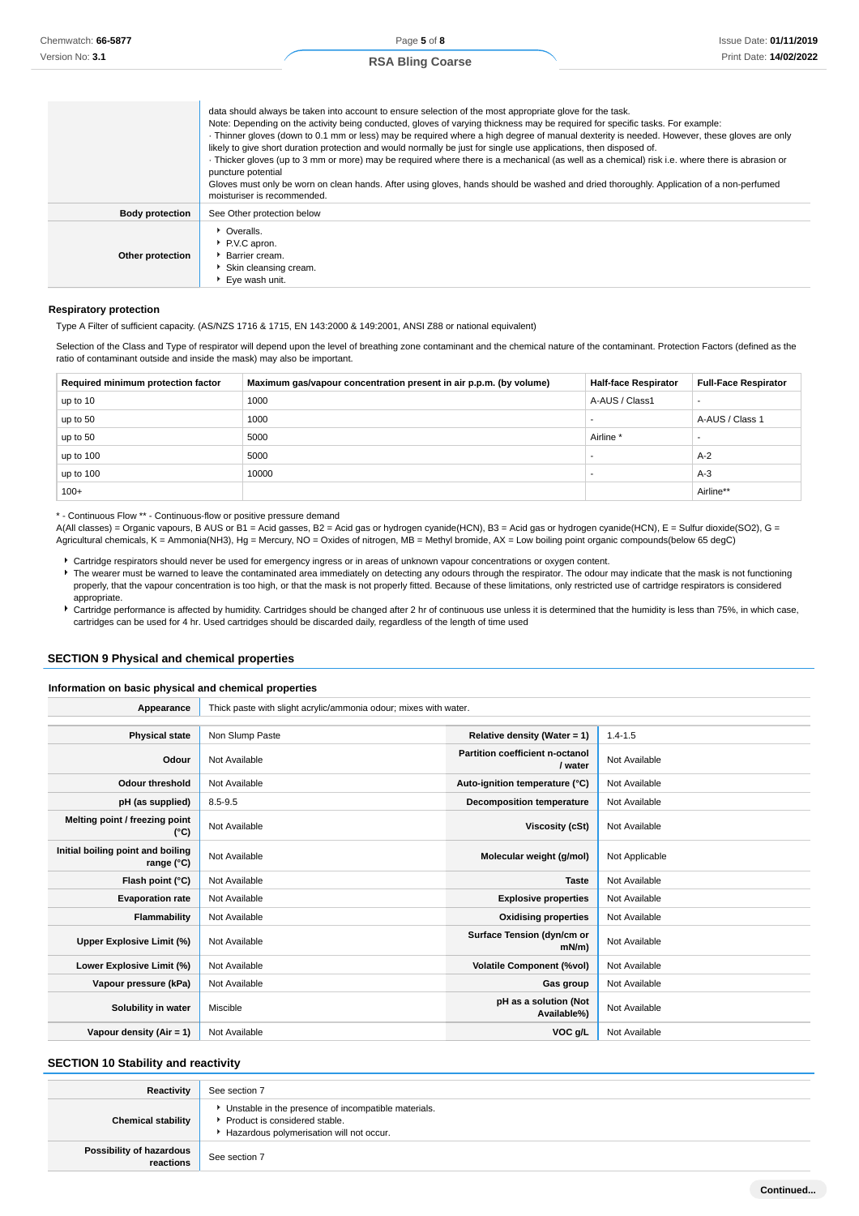| | |
|---|---|
| | data should always be taken into account to ensure selection of the most appropriate glove for the task. Note: Depending on the activity being conducted, gloves of varying thickness may be required for specific tasks. For example: · Thinner gloves (down to 0.1 mm or less) may be required where a high degree of manual dexterity is needed. However, these gloves are only likely to give short duration protection and would normally be just for single use applications, then disposed of. · Thicker gloves (up to 3 mm or more) may be required where there is a mechanical (as well as a chemical) risk i.e. where there is abrasion or puncture potential Gloves must only be worn on clean hands. After using gloves, hands should be washed and dried thoroughly. Application of a non-perfumed moisturiser is recommended. |
| **Body protection** | See Other protection below |
| **Other protection** | ‣ Overalls. ‣ P.V.C apron. ‣ Barrier cream. ‣ Skin cleansing cream. ‣ Eye wash unit. |

#### Respiratory protection

Type A Filter of sufficient capacity. (AS/NZS 1716 & 1715, EN 143:2000 & 149:2001, ANSI Z88 or national equivalent)

Selection of the Class and Type of respirator will depend upon the level of breathing zone contaminant and the chemical nature of the contaminant. Protection Factors (defined as the ratio of contaminant outside and inside the mask) may also be important.

| Required minimum protection factor | Maximum gas/vapour concentration present in air p.p.m. (by volume) | Half-face Respirator | Full-Face Respirator |
|---|---|---|---|
| up to 10 | 1000 | A-AUS / Class1 | - |
| up to 50 | 1000 | - | A-AUS / Class 1 |
| up to 50 | 5000 | Airline * | - |
| up to 100 | 5000 | - | A-2 |
| up to 100 | 10000 | - | A-3 |
| 100+ | | | Airline** |

* - Continuous Flow ** - Continuous-flow or positive pressure demand
A(All classes) = Organic vapours, B AUS or B1 = Acid gasses, B2 = Acid gas or hydrogen cyanide(HCN), B3 = Acid gas or hydrogen cyanide(HCN), E = Sulfur dioxide(SO2), G = Agricultural chemicals, K = Ammonia(NH3), Hg = Mercury, NO = Oxides of nitrogen, MB = Methyl bromide, AX = Low boiling point organic compounds(below 65 degC)

- Cartridge respirators should never be used for emergency ingress or in areas of unknown vapour concentrations or oxygen content.
- The wearer must be warned to leave the contaminated area immediately on detecting any odours through the respirator. The odour may indicate that the mask is not functioning properly, that the vapour concentration is too high, or that the mask is not properly fitted. Because of these limitations, only restricted use of cartridge respirators is considered appropriate.
- Cartridge performance is affected by humidity. Cartridges should be changed after 2 hr of continuous use unless it is determined that the humidity is less than 75%, in which case, cartridges can be used for 4 hr. Used cartridges should be discarded daily, regardless of the length of time used

## SECTION 9 Physical and chemical properties

### Information on basic physical and chemical properties

| **Appearance** | Thick paste with slight acrylic/ammonia odour; mixes with water. | | |
|---|---|---|---|
| **Physical state** | Non Slump Paste | **Relative density (Water = 1)** | 1.4-1.5 |
| **Odour** | Not Available | **Partition coefficient n-octanol / water** | Not Available |
| **Odour threshold** | Not Available | **Auto-ignition temperature (°C)** | Not Available |
| **pH (as supplied)** | 8.5-9.5 | **Decomposition temperature** | Not Available |
| **Melting point / freezing point (°C)** | Not Available | **Viscosity (cSt)** | Not Available |
| **Initial boiling point and boiling range (°C)** | Not Available | **Molecular weight (g/mol)** | Not Applicable |
| **Flash point (°C)** | Not Available | **Taste** | Not Available |
| **Evaporation rate** | Not Available | **Explosive properties** | Not Available |
| **Flammability** | Not Available | **Oxidising properties** | Not Available |
| **Upper Explosive Limit (%)** | Not Available | **Surface Tension (dyn/cm or mN/m)** | Not Available |
| **Lower Explosive Limit (%)** | Not Available | **Volatile Component (%vol)** | Not Available |
| **Vapour pressure (kPa)** | Not Available | **Gas group** | Not Available |
| **Solubility in water** | Miscible | **pH as a solution (Not Available%)** | Not Available |
| **Vapour density (Air = 1)** | Not Available | **VOC g/L** | Not Available |

## SECTION 10 Stability and reactivity

| | |
|---|---|
| **Reactivity** | See section 7 |
| **Chemical stability** | ‣ Unstable in the presence of incompatible materials. ‣ Product is considered stable. ‣ Hazardous polymerisation will not occur. |
| **Possibility of hazardous reactions** | See section 7 |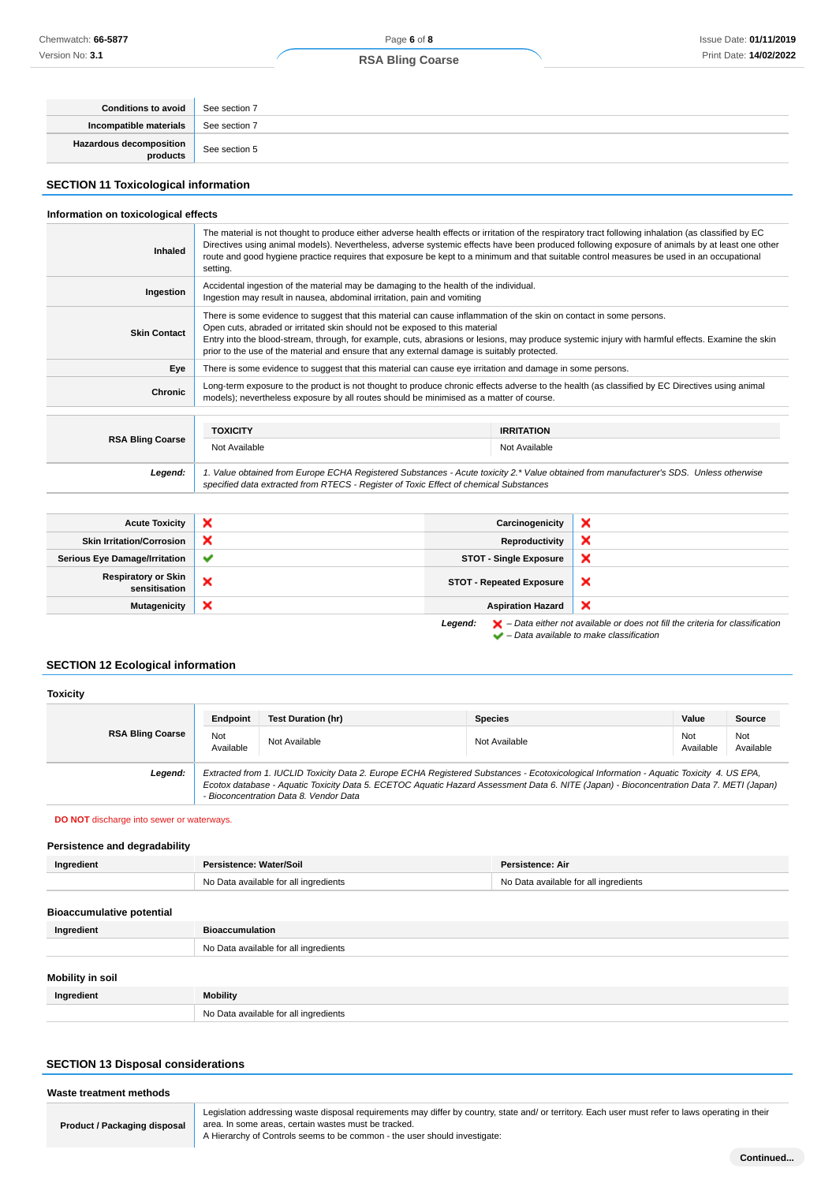| | |
|---|---|
| **Conditions to avoid** | See section 7 |
| **Incompatible materials** | See section 7 |
| **Hazardous decomposition products** | See section 5 |

## SECTION 11 Toxicological information

### Information on toxicological effects

| | |
|---|---|
| **Inhaled** | The material is not thought to produce either adverse health effects or irritation of the respiratory tract following inhalation (as classified by EC Directives using animal models). Nevertheless, adverse systemic effects have been produced following exposure of animals by at least one other route and good hygiene practice requires that exposure be kept to a minimum and that suitable control measures be used in an occupational setting. |
| **Ingestion** | Accidental ingestion of the material may be damaging to the health of the individual.<br>Ingestion may result in nausea, abdominal irritation, pain and vomiting |
| **Skin Contact** | There is some evidence to suggest that this material can cause inflammation of the skin on contact in some persons.<br>Open cuts, abraded or irritated skin should not be exposed to this material<br>Entry into the blood-stream, through, for example, cuts, abrasions or lesions, may produce systemic injury with harmful effects. Examine the skin prior to the use of the material and ensure that any external damage is suitably protected. |
| **Eye** | There is some evidence to suggest that this material can cause eye irritation and damage in some persons. |
| **Chronic** | Long-term exposure to the product is not thought to produce chronic effects adverse to the health (as classified by EC Directives using animal models); nevertheless exposure by all routes should be minimised as a matter of course. |

| | TOXICITY | IRRITATION |
|---|---|---|
| **RSA Bling Coarse** | Not Available | Not Available |

***Legend:*** *1. Value obtained from Europe ECHA Registered Substances - Acute toxicity 2.\* Value obtained from manufacturer's SDS. Unless otherwise specified data extracted from RTECS - Register of Toxic Effect of chemical Substances*

| | | | |
|---|---|---|---|
| **Acute Toxicity** | ✘ | **Carcinogenicity** | ✘ |
| **Skin Irritation/Corrosion** | ✘ | **Reproductivity** | ✘ |
| **Serious Eye Damage/Irritation** | ✔ | **STOT - Single Exposure** | ✘ |
| **Respiratory or Skin sensitisation** | ✘ | **STOT - Repeated Exposure** | ✘ |
| **Mutagenicity** | ✘ | **Aspiration Hazard** | ✘ |

***Legend:*** *✘ – Data either not available or does not fill the criteria for classification*
*✔ – Data available to make classification*

## SECTION 12 Ecological information

### Toxicity

| | Endpoint | Test Duration (hr) | Species | Value | Source |
|---|---|---|---|---|---|
| **RSA Bling Coarse** | Not Available | Not Available | Not Available | Not Available | Not Available |

***Legend:*** *Extracted from 1. IUCLID Toxicity Data 2. Europe ECHA Registered Substances - Ecotoxicological Information - Aquatic Toxicity 4. US EPA, Ecotox database - Aquatic Toxicity Data 5. ECETOC Aquatic Hazard Assessment Data 6. NITE (Japan) - Bioconcentration Data 7. METI (Japan) - Bioconcentration Data 8. Vendor Data*

**DO NOT** discharge into sewer or waterways.

### Persistence and degradability

| Ingredient | Persistence: Water/Soil | Persistence: Air |
|---|---|---|
| | No Data available for all ingredients | No Data available for all ingredients |

### Bioaccumulative potential

| Ingredient | Bioaccumulation |
|---|---|
| | No Data available for all ingredients |

### Mobility in soil

| Ingredient | Mobility |
|---|---|
| | No Data available for all ingredients |

## SECTION 13 Disposal considerations

### Waste treatment methods

| | |
|---|---|
| **Product / Packaging disposal** | Legislation addressing waste disposal requirements may differ by country, state and/ or territory. Each user must refer to laws operating in their area. In some areas, certain wastes must be tracked.<br>A Hierarchy of Controls seems to be common - the user should investigate: |

**Continued...**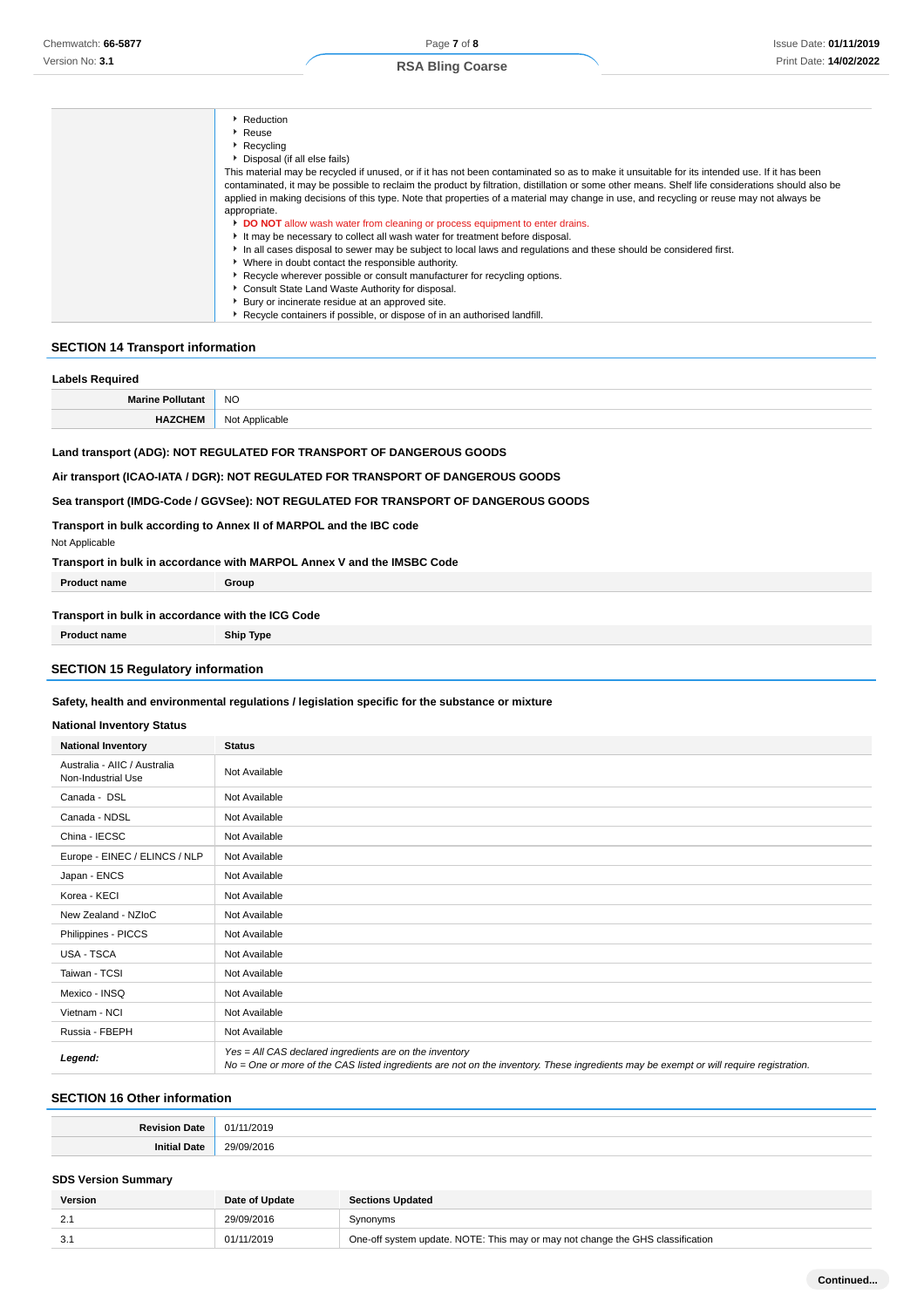| | |
|---|---|
| | - Reduction<br>- Reuse<br>- Recycling<br>- Disposal (if all else fails)<br>This material may be recycled if unused, or if it has not been contaminated so as to make it unsuitable for its intended use. If it has been contaminated, it may be possible to reclaim the product by filtration, distillation or some other means. Shelf life considerations should also be applied in making decisions of this type. Note that properties of a material may change in use, and recycling or reuse may not always be appropriate.<br>- **DO NOT** allow wash water from cleaning or process equipment to enter drains.<br>- It may be necessary to collect all wash water for treatment before disposal.<br>- In all cases disposal to sewer may be subject to local laws and regulations and these should be considered first.<br>- Where in doubt contact the responsible authority.<br>- Recycle wherever possible or consult manufacturer for recycling options.<br>- Consult State Land Waste Authority for disposal.<br>- Bury or incinerate residue at an approved site.<br>- Recycle containers if possible, or dispose of in an authorised landfill. |

## SECTION 14 Transport information

### Labels Required

| | |
|---|---|
| **Marine Pollutant** | NO |
| **HAZCHEM** | Not Applicable |

**Land transport (ADG): NOT REGULATED FOR TRANSPORT OF DANGEROUS GOODS**

**Air transport (ICAO-IATA / DGR): NOT REGULATED FOR TRANSPORT OF DANGEROUS GOODS**

**Sea transport (IMDG-Code / GGVSee): NOT REGULATED FOR TRANSPORT OF DANGEROUS GOODS**

**Transport in bulk according to Annex II of MARPOL and the IBC code**

Not Applicable

**Transport in bulk in accordance with MARPOL Annex V and the IMSBC Code**

| Product name | Group |
|---|---|

**Transport in bulk in accordance with the ICG Code**

| Product name | Ship Type |
|---|---|

## SECTION 15 Regulatory information

**Safety, health and environmental regulations / legislation specific for the substance or mixture**

### National Inventory Status

| National Inventory | Status |
|---|---|
| Australia - AIIC / Australia Non-Industrial Use | Not Available |
| Canada - DSL | Not Available |
| Canada - NDSL | Not Available |
| China - IECSC | Not Available |
| Europe - EINEC / ELINCS / NLP | Not Available |
| Japan - ENCS | Not Available |
| Korea - KECI | Not Available |
| New Zealand - NZIoC | Not Available |
| Philippines - PICCS | Not Available |
| USA - TSCA | Not Available |
| Taiwan - TCSI | Not Available |
| Mexico - INSQ | Not Available |
| Vietnam - NCI | Not Available |
| Russia - FBEPH | Not Available |
| ***Legend:*** | *Yes = All CAS declared ingredients are on the inventory*<br>*No = One or more of the CAS listed ingredients are not on the inventory. These ingredients may be exempt or will require registration.* |

## SECTION 16 Other information

| | |
|---|---|
| **Revision Date** | 01/11/2019 |
| **Initial Date** | 29/09/2016 |

### SDS Version Summary

| Version | Date of Update | Sections Updated |
|---|---|---|
| 2.1 | 29/09/2016 | Synonyms |
| 3.1 | 01/11/2019 | One-off system update. NOTE: This may or may not change the GHS classification |

**Continued...**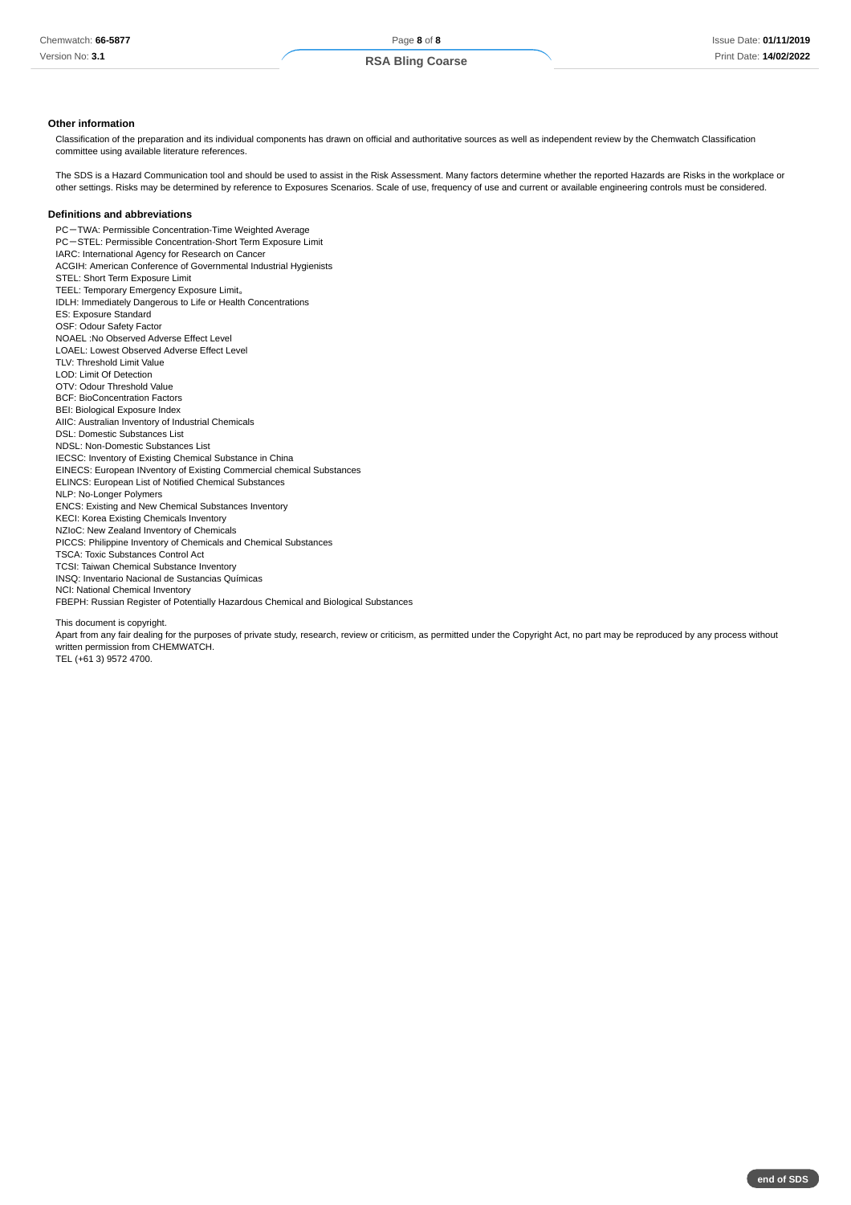### Other information

Classification of the preparation and its individual components has drawn on official and authoritative sources as well as independent review by the Chemwatch Classification committee using available literature references.

The SDS is a Hazard Communication tool and should be used to assist in the Risk Assessment. Many factors determine whether the reported Hazards are Risks in the workplace or other settings. Risks may be determined by reference to Exposures Scenarios. Scale of use, frequency of use and current or available engineering controls must be considered.

### Definitions and abbreviations

PC－TWA: Permissible Concentration-Time Weighted Average
PC－STEL: Permissible Concentration-Short Term Exposure Limit
IARC: International Agency for Research on Cancer
ACGIH: American Conference of Governmental Industrial Hygienists
STEL: Short Term Exposure Limit
TEEL: Temporary Emergency Exposure Limit。
IDLH: Immediately Dangerous to Life or Health Concentrations
ES: Exposure Standard
OSF: Odour Safety Factor
NOAEL :No Observed Adverse Effect Level
LOAEL: Lowest Observed Adverse Effect Level
TLV: Threshold Limit Value
LOD: Limit Of Detection
OTV: Odour Threshold Value
BCF: BioConcentration Factors
BEI: Biological Exposure Index
AIIC: Australian Inventory of Industrial Chemicals
DSL: Domestic Substances List
NDSL: Non-Domestic Substances List
IECSC: Inventory of Existing Chemical Substance in China
EINECS: European INventory of Existing Commercial chemical Substances
ELINCS: European List of Notified Chemical Substances
NLP: No-Longer Polymers
ENCS: Existing and New Chemical Substances Inventory
KECI: Korea Existing Chemicals Inventory
NZIoC: New Zealand Inventory of Chemicals
PICCS: Philippine Inventory of Chemicals and Chemical Substances
TSCA: Toxic Substances Control Act
TCSI: Taiwan Chemical Substance Inventory
INSQ: Inventario Nacional de Sustancias Químicas
NCI: National Chemical Inventory
FBEPH: Russian Register of Potentially Hazardous Chemical and Biological Substances

This document is copyright.
Apart from any fair dealing for the purposes of private study, research, review or criticism, as permitted under the Copyright Act, no part may be reproduced by any process without written permission from CHEMWATCH.
TEL (+61 3) 9572 4700.

end of SDS